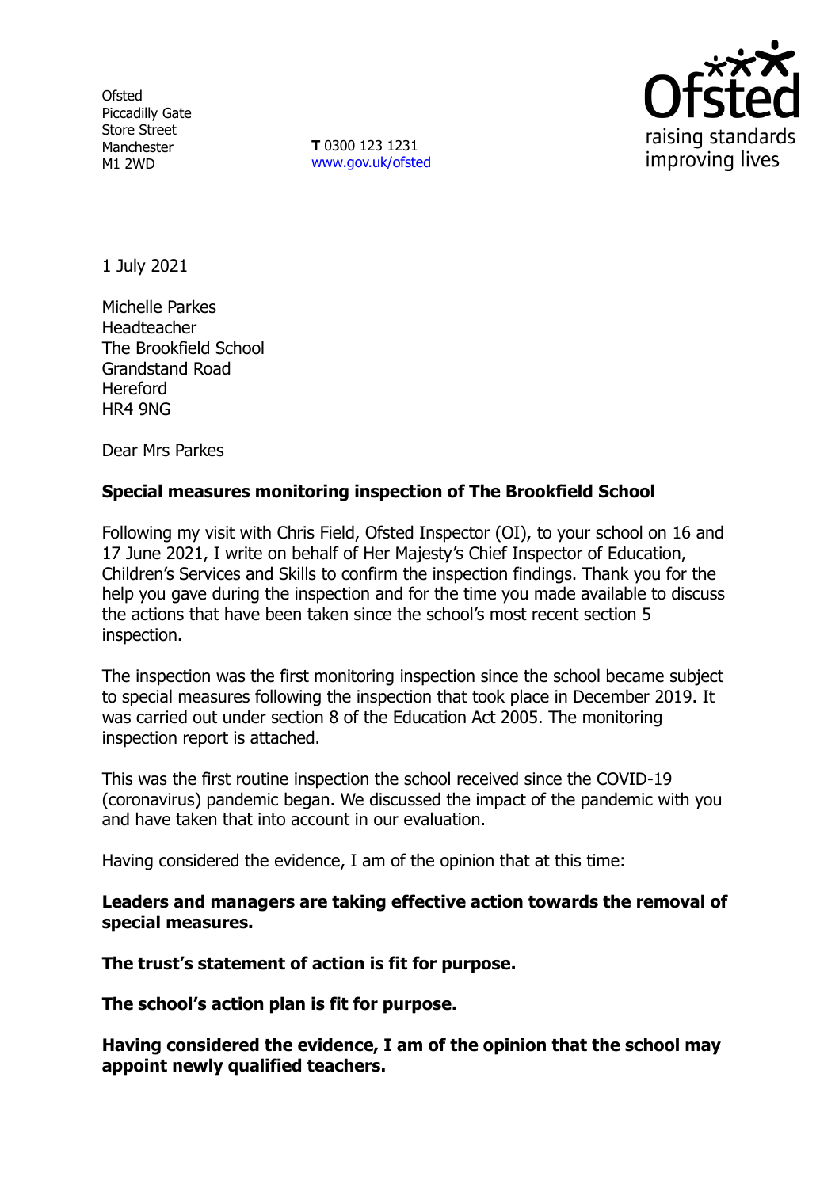Ofsted
Piccadilly Gate
Store Street
Manchester
M1 2WD

**T** 0300 123 1231
www.gov.uk/ofsted

1 July 2021

Michelle Parkes
Headteacher
The Brookfield School
Grandstand Road
Hereford
HR4 9NG

Dear Mrs Parkes

**Special measures monitoring inspection of The Brookfield School**

Following my visit with Chris Field, Ofsted Inspector (OI), to your school on 16 and 17 June 2021, I write on behalf of Her Majesty's Chief Inspector of Education, Children's Services and Skills to confirm the inspection findings. Thank you for the help you gave during the inspection and for the time you made available to discuss the actions that have been taken since the school's most recent section 5 inspection.

The inspection was the first monitoring inspection since the school became subject to special measures following the inspection that took place in December 2019. It was carried out under section 8 of the Education Act 2005. The monitoring inspection report is attached.

This was the first routine inspection the school received since the COVID-19 (coronavirus) pandemic began. We discussed the impact of the pandemic with you and have taken that into account in our evaluation.

Having considered the evidence, I am of the opinion that at this time:

**Leaders and managers are taking effective action towards the removal of special measures.**

**The trust's statement of action is fit for purpose.**

**The school's action plan is fit for purpose.**

**Having considered the evidence, I am of the opinion that the school may appoint newly qualified teachers.**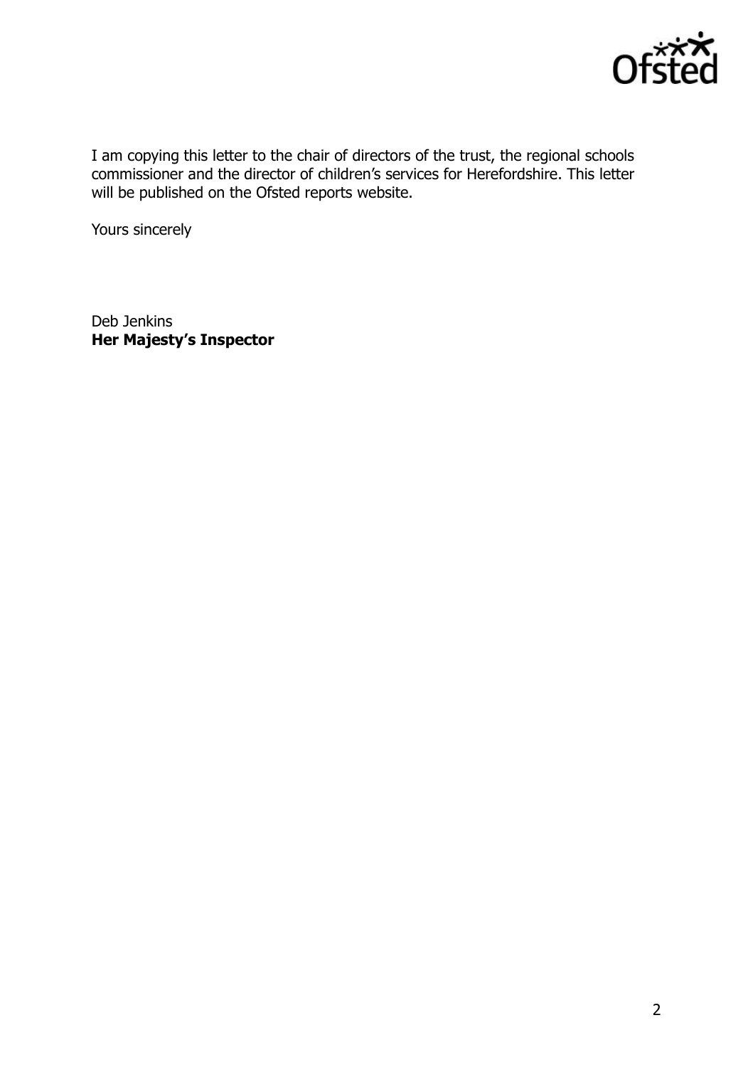I am copying this letter to the chair of directors of the trust, the regional schools commissioner and the director of children's services for Herefordshire. This letter will be published on the Ofsted reports website.

Yours sincerely

Deb Jenkins
**Her Majesty's Inspector**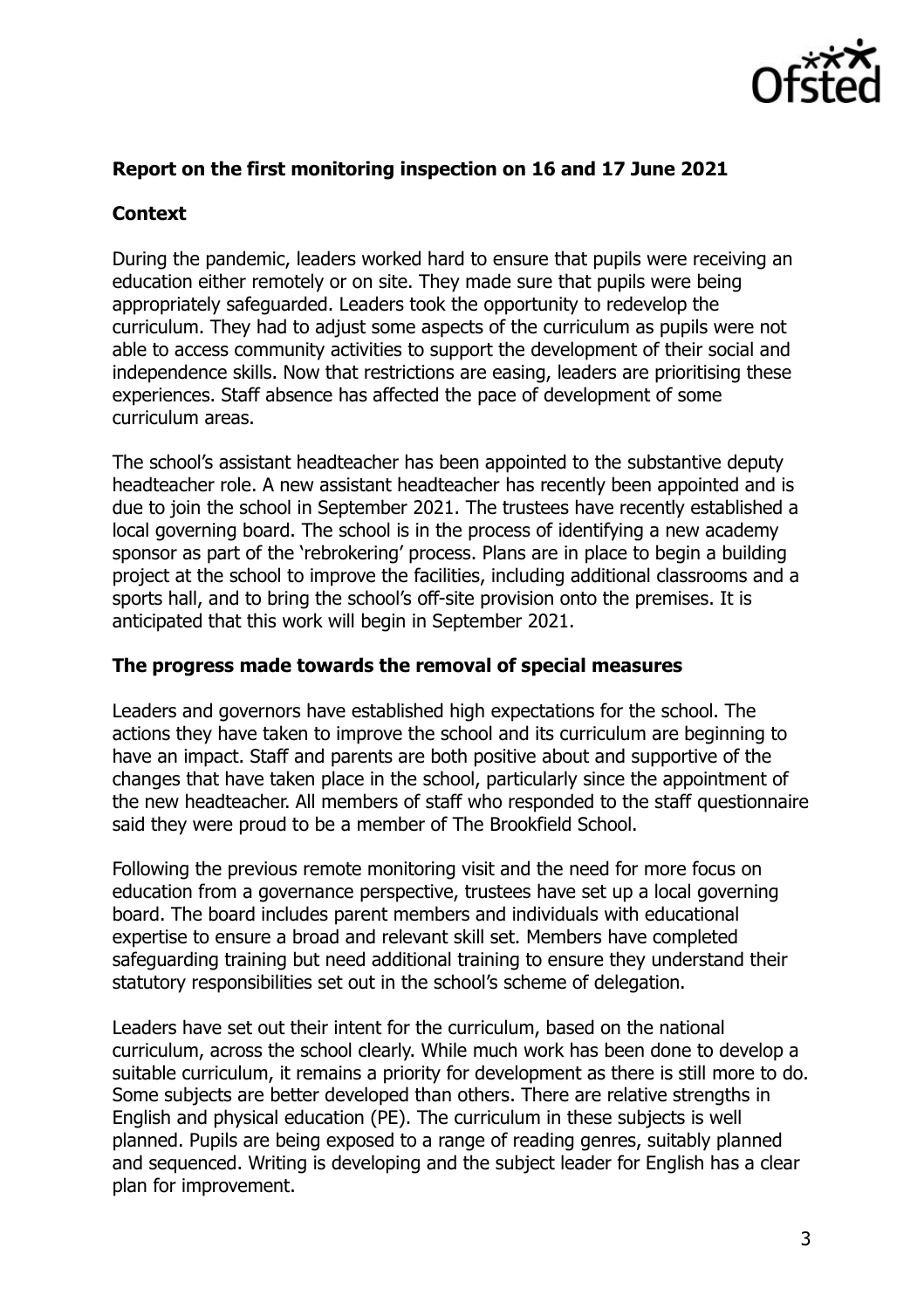**Report on the first monitoring inspection on 16 and 17 June 2021**

**Context**

During the pandemic, leaders worked hard to ensure that pupils were receiving an education either remotely or on site. They made sure that pupils were being appropriately safeguarded. Leaders took the opportunity to redevelop the curriculum. They had to adjust some aspects of the curriculum as pupils were not able to access community activities to support the development of their social and independence skills. Now that restrictions are easing, leaders are prioritising these experiences. Staff absence has affected the pace of development of some curriculum areas.

The school's assistant headteacher has been appointed to the substantive deputy headteacher role. A new assistant headteacher has recently been appointed and is due to join the school in September 2021. The trustees have recently established a local governing board. The school is in the process of identifying a new academy sponsor as part of the 'rebrokering' process. Plans are in place to begin a building project at the school to improve the facilities, including additional classrooms and a sports hall, and to bring the school's off-site provision onto the premises. It is anticipated that this work will begin in September 2021.

**The progress made towards the removal of special measures**

Leaders and governors have established high expectations for the school. The actions they have taken to improve the school and its curriculum are beginning to have an impact. Staff and parents are both positive about and supportive of the changes that have taken place in the school, particularly since the appointment of the new headteacher. All members of staff who responded to the staff questionnaire said they were proud to be a member of The Brookfield School.

Following the previous remote monitoring visit and the need for more focus on education from a governance perspective, trustees have set up a local governing board. The board includes parent members and individuals with educational expertise to ensure a broad and relevant skill set. Members have completed safeguarding training but need additional training to ensure they understand their statutory responsibilities set out in the school's scheme of delegation.

Leaders have set out their intent for the curriculum, based on the national curriculum, across the school clearly. While much work has been done to develop a suitable curriculum, it remains a priority for development as there is still more to do. Some subjects are better developed than others. There are relative strengths in English and physical education (PE). The curriculum in these subjects is well planned. Pupils are being exposed to a range of reading genres, suitably planned and sequenced. Writing is developing and the subject leader for English has a clear plan for improvement.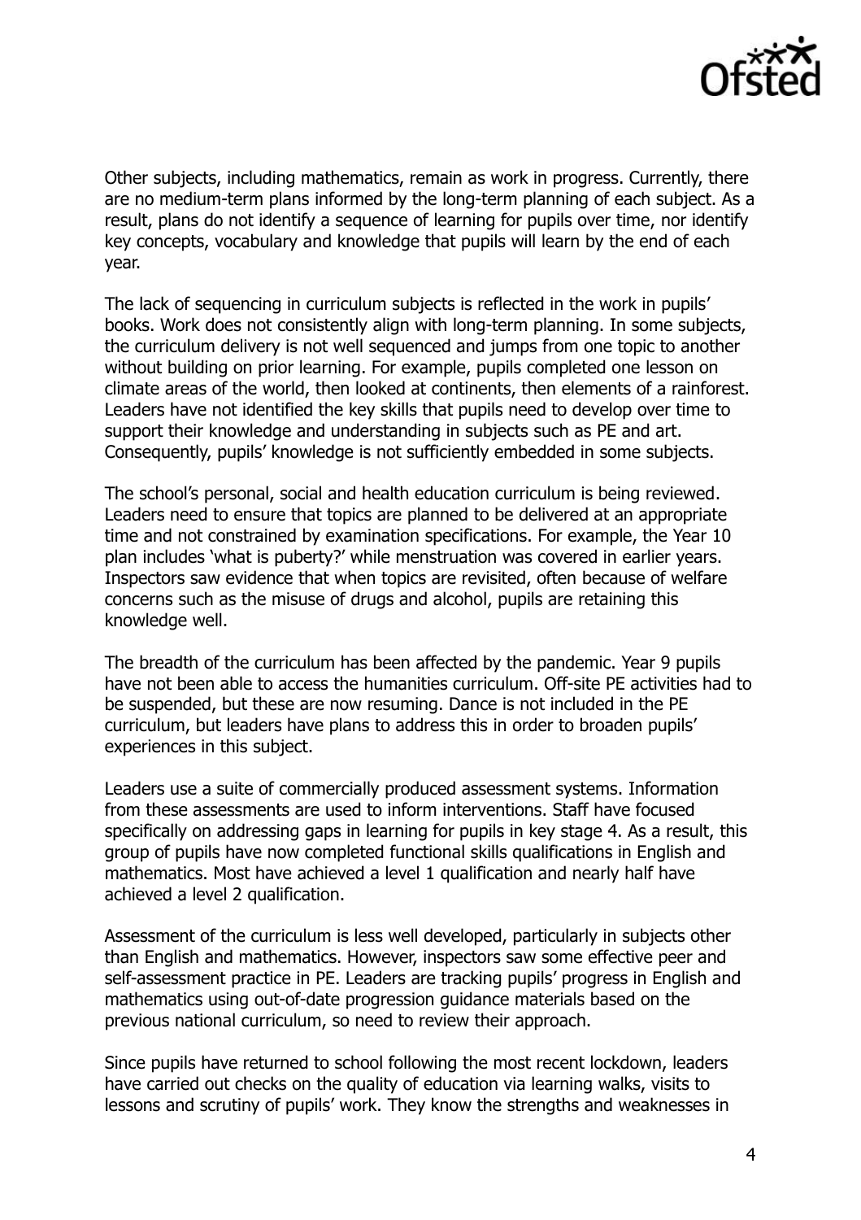Other subjects, including mathematics, remain as work in progress. Currently, there are no medium-term plans informed by the long-term planning of each subject. As a result, plans do not identify a sequence of learning for pupils over time, nor identify key concepts, vocabulary and knowledge that pupils will learn by the end of each year.

The lack of sequencing in curriculum subjects is reflected in the work in pupils' books. Work does not consistently align with long-term planning. In some subjects, the curriculum delivery is not well sequenced and jumps from one topic to another without building on prior learning. For example, pupils completed one lesson on climate areas of the world, then looked at continents, then elements of a rainforest. Leaders have not identified the key skills that pupils need to develop over time to support their knowledge and understanding in subjects such as PE and art. Consequently, pupils' knowledge is not sufficiently embedded in some subjects.

The school's personal, social and health education curriculum is being reviewed. Leaders need to ensure that topics are planned to be delivered at an appropriate time and not constrained by examination specifications. For example, the Year 10 plan includes 'what is puberty?' while menstruation was covered in earlier years. Inspectors saw evidence that when topics are revisited, often because of welfare concerns such as the misuse of drugs and alcohol, pupils are retaining this knowledge well.

The breadth of the curriculum has been affected by the pandemic. Year 9 pupils have not been able to access the humanities curriculum. Off-site PE activities had to be suspended, but these are now resuming. Dance is not included in the PE curriculum, but leaders have plans to address this in order to broaden pupils' experiences in this subject.

Leaders use a suite of commercially produced assessment systems. Information from these assessments are used to inform interventions. Staff have focused specifically on addressing gaps in learning for pupils in key stage 4. As a result, this group of pupils have now completed functional skills qualifications in English and mathematics. Most have achieved a level 1 qualification and nearly half have achieved a level 2 qualification.

Assessment of the curriculum is less well developed, particularly in subjects other than English and mathematics. However, inspectors saw some effective peer and self-assessment practice in PE. Leaders are tracking pupils' progress in English and mathematics using out-of-date progression guidance materials based on the previous national curriculum, so need to review their approach.

Since pupils have returned to school following the most recent lockdown, leaders have carried out checks on the quality of education via learning walks, visits to lessons and scrutiny of pupils' work. They know the strengths and weaknesses in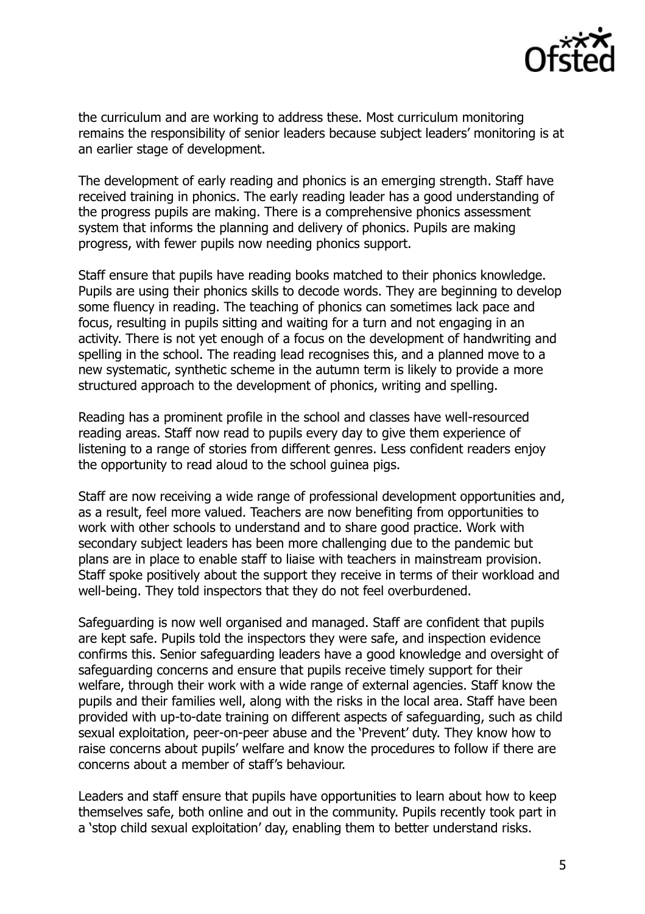the curriculum and are working to address these. Most curriculum monitoring remains the responsibility of senior leaders because subject leaders' monitoring is at an earlier stage of development.

The development of early reading and phonics is an emerging strength. Staff have received training in phonics. The early reading leader has a good understanding of the progress pupils are making. There is a comprehensive phonics assessment system that informs the planning and delivery of phonics. Pupils are making progress, with fewer pupils now needing phonics support.

Staff ensure that pupils have reading books matched to their phonics knowledge. Pupils are using their phonics skills to decode words. They are beginning to develop some fluency in reading. The teaching of phonics can sometimes lack pace and focus, resulting in pupils sitting and waiting for a turn and not engaging in an activity. There is not yet enough of a focus on the development of handwriting and spelling in the school. The reading lead recognises this, and a planned move to a new systematic, synthetic scheme in the autumn term is likely to provide a more structured approach to the development of phonics, writing and spelling.

Reading has a prominent profile in the school and classes have well-resourced reading areas. Staff now read to pupils every day to give them experience of listening to a range of stories from different genres. Less confident readers enjoy the opportunity to read aloud to the school guinea pigs.

Staff are now receiving a wide range of professional development opportunities and, as a result, feel more valued. Teachers are now benefiting from opportunities to work with other schools to understand and to share good practice. Work with secondary subject leaders has been more challenging due to the pandemic but plans are in place to enable staff to liaise with teachers in mainstream provision. Staff spoke positively about the support they receive in terms of their workload and well-being. They told inspectors that they do not feel overburdened.

Safeguarding is now well organised and managed. Staff are confident that pupils are kept safe. Pupils told the inspectors they were safe, and inspection evidence confirms this. Senior safeguarding leaders have a good knowledge and oversight of safeguarding concerns and ensure that pupils receive timely support for their welfare, through their work with a wide range of external agencies. Staff know the pupils and their families well, along with the risks in the local area. Staff have been provided with up-to-date training on different aspects of safeguarding, such as child sexual exploitation, peer-on-peer abuse and the 'Prevent' duty. They know how to raise concerns about pupils' welfare and know the procedures to follow if there are concerns about a member of staff's behaviour.

Leaders and staff ensure that pupils have opportunities to learn about how to keep themselves safe, both online and out in the community. Pupils recently took part in a 'stop child sexual exploitation' day, enabling them to better understand risks.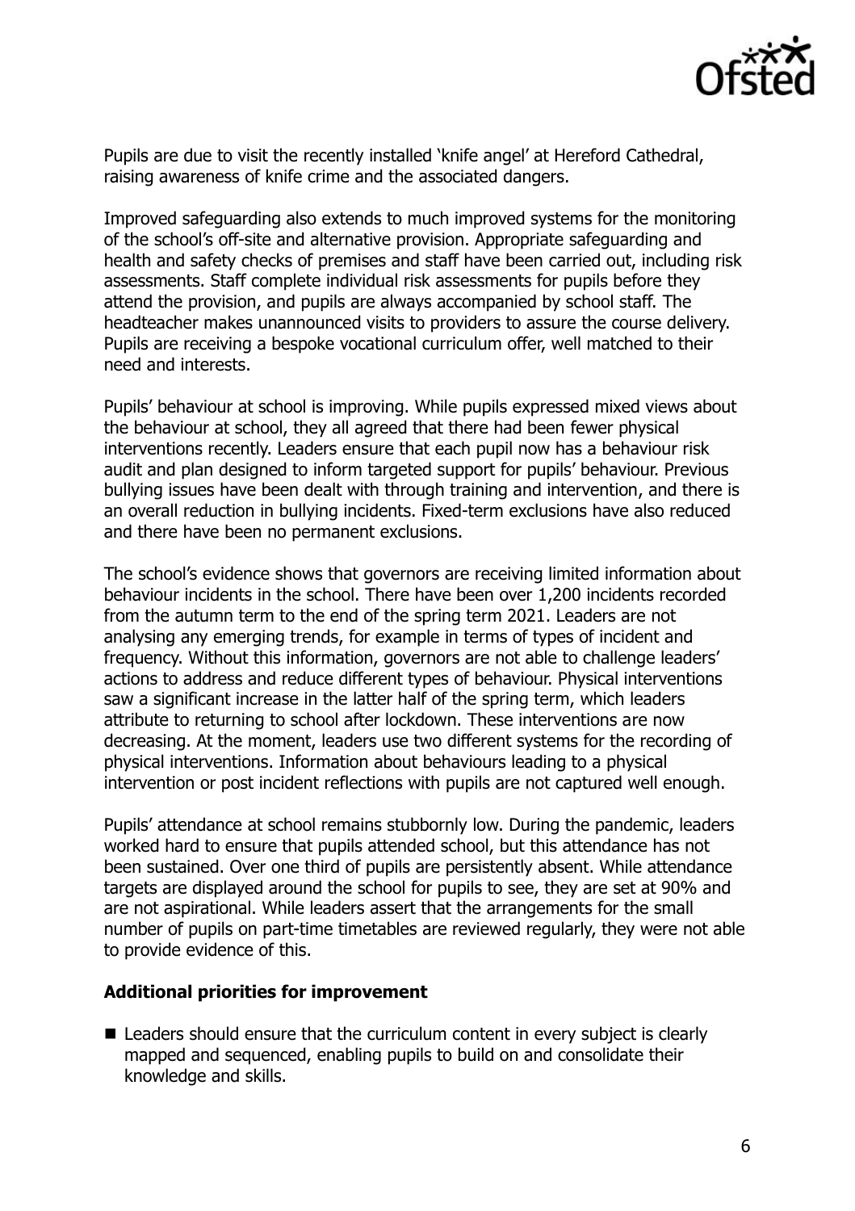Pupils are due to visit the recently installed 'knife angel' at Hereford Cathedral, raising awareness of knife crime and the associated dangers.

Improved safeguarding also extends to much improved systems for the monitoring of the school's off-site and alternative provision. Appropriate safeguarding and health and safety checks of premises and staff have been carried out, including risk assessments. Staff complete individual risk assessments for pupils before they attend the provision, and pupils are always accompanied by school staff. The headteacher makes unannounced visits to providers to assure the course delivery. Pupils are receiving a bespoke vocational curriculum offer, well matched to their need and interests.

Pupils' behaviour at school is improving. While pupils expressed mixed views about the behaviour at school, they all agreed that there had been fewer physical interventions recently. Leaders ensure that each pupil now has a behaviour risk audit and plan designed to inform targeted support for pupils' behaviour. Previous bullying issues have been dealt with through training and intervention, and there is an overall reduction in bullying incidents. Fixed-term exclusions have also reduced and there have been no permanent exclusions.

The school's evidence shows that governors are receiving limited information about behaviour incidents in the school. There have been over 1,200 incidents recorded from the autumn term to the end of the spring term 2021. Leaders are not analysing any emerging trends, for example in terms of types of incident and frequency. Without this information, governors are not able to challenge leaders' actions to address and reduce different types of behaviour. Physical interventions saw a significant increase in the latter half of the spring term, which leaders attribute to returning to school after lockdown. These interventions are now decreasing. At the moment, leaders use two different systems for the recording of physical interventions. Information about behaviours leading to a physical intervention or post incident reflections with pupils are not captured well enough.

Pupils' attendance at school remains stubbornly low. During the pandemic, leaders worked hard to ensure that pupils attended school, but this attendance has not been sustained. Over one third of pupils are persistently absent. While attendance targets are displayed around the school for pupils to see, they are set at 90% and are not aspirational. While leaders assert that the arrangements for the small number of pupils on part-time timetables are reviewed regularly, they were not able to provide evidence of this.

**Additional priorities for improvement**

- Leaders should ensure that the curriculum content in every subject is clearly mapped and sequenced, enabling pupils to build on and consolidate their knowledge and skills.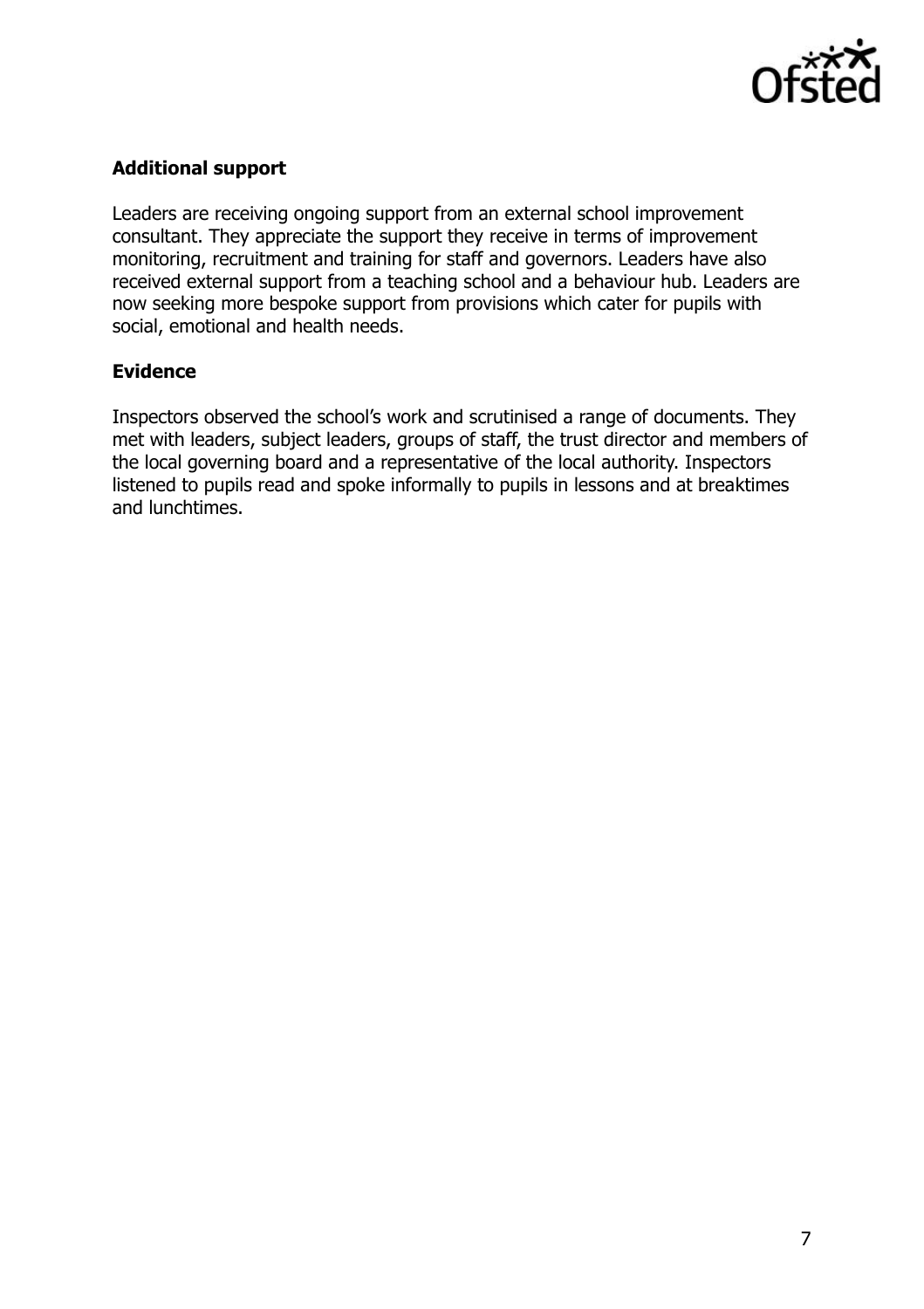## Additional support

Leaders are receiving ongoing support from an external school improvement consultant. They appreciate the support they receive in terms of improvement monitoring, recruitment and training for staff and governors. Leaders have also received external support from a teaching school and a behaviour hub. Leaders are now seeking more bespoke support from provisions which cater for pupils with social, emotional and health needs.

## Evidence

Inspectors observed the school's work and scrutinised a range of documents. They met with leaders, subject leaders, groups of staff, the trust director and members of the local governing board and a representative of the local authority. Inspectors listened to pupils read and spoke informally to pupils in lessons and at breaktimes and lunchtimes.